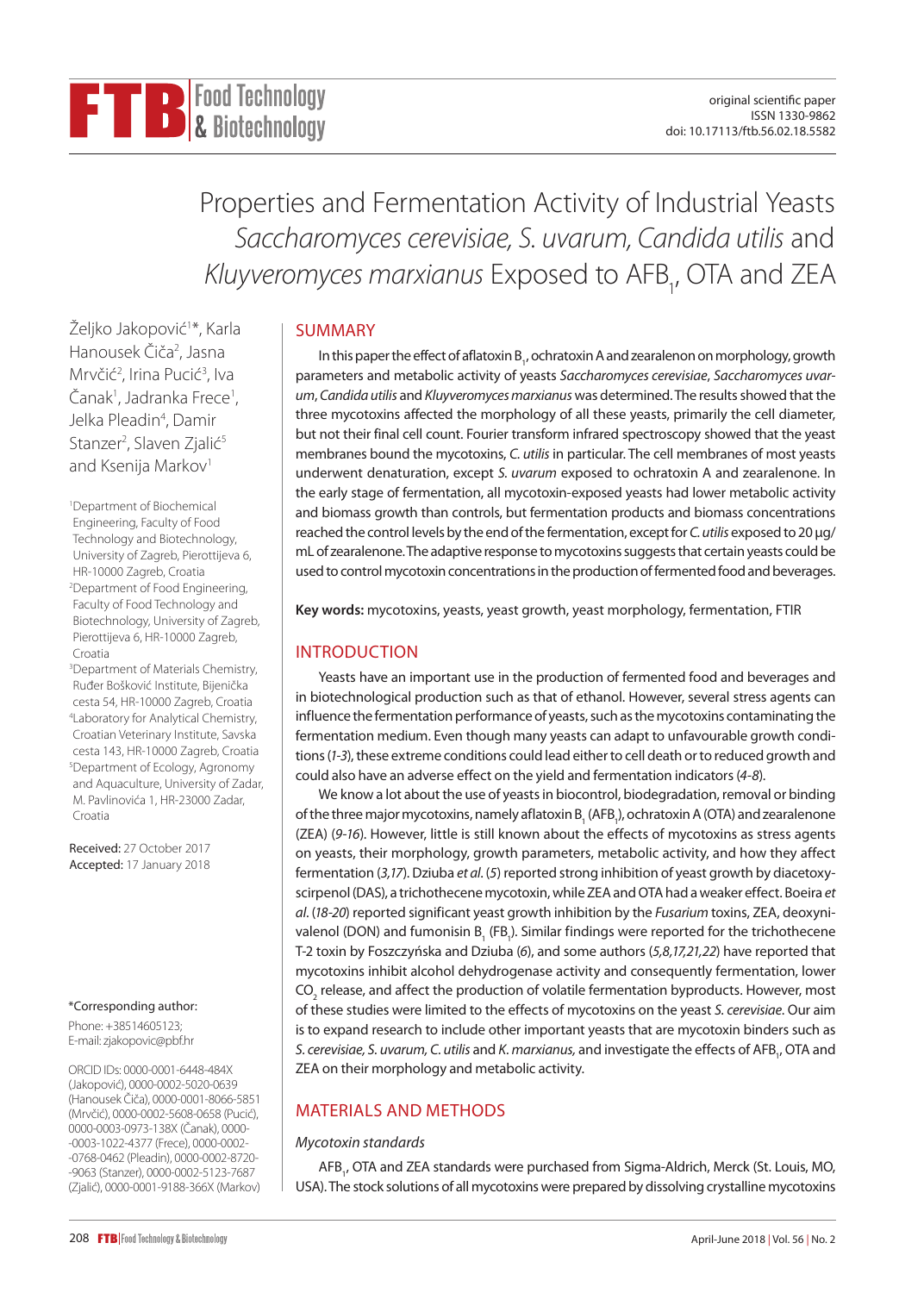original scientific paper
ISSN 1330-9862
doi: 10.17113/ftb.56.02.18.5582

# Properties and Fermentation Activity of Industrial Yeasts *Saccharomyces cerevisiae, S. uvarum, Candida utilis* and *Kluyveromyces marxianus* Exposed to AFB$_1$, OTA and ZEA

Željko Jakopović[1]*, Karla Hanousek Čiča[2], Jasna Mrvčić[2], Irina Pucić[3], Iva Čanak[1], Jadranka Frece[1], Jelka Pleadin[4], Damir Stanzer[2], Slaven Zjalić[5] and Ksenija Markov[1]

[1]Department of Biochemical Engineering, Faculty of Food Technology and Biotechnology, University of Zagreb, Pierottijeva 6, HR-10000 Zagreb, Croatia
[2]Department of Food Engineering, Faculty of Food Technology and Biotechnology, University of Zagreb, Pierottijeva 6, HR-10000 Zagreb, Croatia
[3]Department of Materials Chemistry, Ruđer Bošković Institute, Bijenička cesta 54, HR-10000 Zagreb, Croatia
[4]Laboratory for Analytical Chemistry, Croatian Veterinary Institute, Savska cesta 143, HR-10000 Zagreb, Croatia
[5]Department of Ecology, Agronomy and Aquaculture, University of Zadar, M. Pavlinovića 1, HR-23000 Zadar, Croatia

Received: 27 October 2017
Accepted: 17 January 2018

*Corresponding author:
Phone: +38514605123;
E-mail: zjakopovic@pbf.hr

ORCID IDs: 0000-0001-6448-484X (Jakopović), 0000-0002-5020-0639 (Hanousek Čiča), 0000-0001-8066-5851 (Mrvčić), 0000-0002-5608-0658 (Pucić), 0000-0003-0973-138X (Čanak), 0000-0003-1022-4377 (Frece), 0000-0002-0768-0462 (Pleadin), 0000-0002-8720-9063 (Stanzer), 0000-0002-5123-7687 (Zjalić), 0000-0001-9188-366X (Markov)

## SUMMARY

In this paper the effect of aflatoxin B$_1$, ochratoxin A and zearalenon on morphology, growth parameters and metabolic activity of yeasts *Saccharomyces cerevisiae*, *Saccharomyces uvarum*, *Candida utilis* and *Kluyveromyces marxianus* was determined. The results showed that the three mycotoxins affected the morphology of all these yeasts, primarily the cell diameter, but not their final cell count. Fourier transform infrared spectroscopy showed that the yeast membranes bound the mycotoxins, *C. utilis* in particular. The cell membranes of most yeasts underwent denaturation, except *S. uvarum* exposed to ochratoxin A and zearalenone. In the early stage of fermentation, all mycotoxin-exposed yeasts had lower metabolic activity and biomass growth than controls, but fermentation products and biomass concentrations reached the control levels by the end of the fermentation, except for *C. utilis* exposed to 20 µg/mL of zearalenone. The adaptive response to mycotoxins suggests that certain yeasts could be used to control mycotoxin concentrations in the production of fermented food and beverages.

**Key words:** mycotoxins, yeasts, yeast growth, yeast morphology, fermentation, FTIR

## INTRODUCTION

Yeasts have an important use in the production of fermented food and beverages and in biotechnological production such as that of ethanol. However, several stress agents can influence the fermentation performance of yeasts, such as the mycotoxins contaminating the fermentation medium. Even though many yeasts can adapt to unfavourable growth conditions (*1-3*), these extreme conditions could lead either to cell death or to reduced growth and could also have an adverse effect on the yield and fermentation indicators (*4-8*).

We know a lot about the use of yeasts in biocontrol, biodegradation, removal or binding of the three major mycotoxins, namely aflatoxin B$_1$ (AFB$_1$), ochratoxin A (OTA) and zearalenone (ZEA) (*9-16*). However, little is still known about the effects of mycotoxins as stress agents on yeasts, their morphology, growth parameters, metabolic activity, and how they affect fermentation (*3,17*). Dziuba *et al.* (*5*) reported strong inhibition of yeast growth by diacetoxyscirpenol (DAS), a trichothecene mycotoxin, while ZEA and OTA had a weaker effect. Boeira *et al.* (*18-20*) reported significant yeast growth inhibition by the *Fusarium* toxins, ZEA, deoxynivalenol (DON) and fumonisin B$_1$ (FB$_1$). Similar findings were reported for the trichothecene T-2 toxin by Foszczyńska and Dziuba (*6*), and some authors (*5,8,17,21,22*) have reported that mycotoxins inhibit alcohol dehydrogenase activity and consequently fermentation, lower $CO_2$ release, and affect the production of volatile fermentation byproducts. However, most of these studies were limited to the effects of mycotoxins on the yeast *S. cerevisiae*. Our aim is to expand research to include other important yeasts that are mycotoxin binders such as *S. cerevisiae, S. uvarum, C. utilis* and *K. marxianus,* and investigate the effects of AFB$_1$, OTA and ZEA on their morphology and metabolic activity.

## MATERIALS AND METHODS

### *Mycotoxin standards*

AFB$_1$, OTA and ZEA standards were purchased from Sigma-Aldrich, Merck (St. Louis, MO, USA). The stock solutions of all mycotoxins were prepared by dissolving crystalline mycotoxins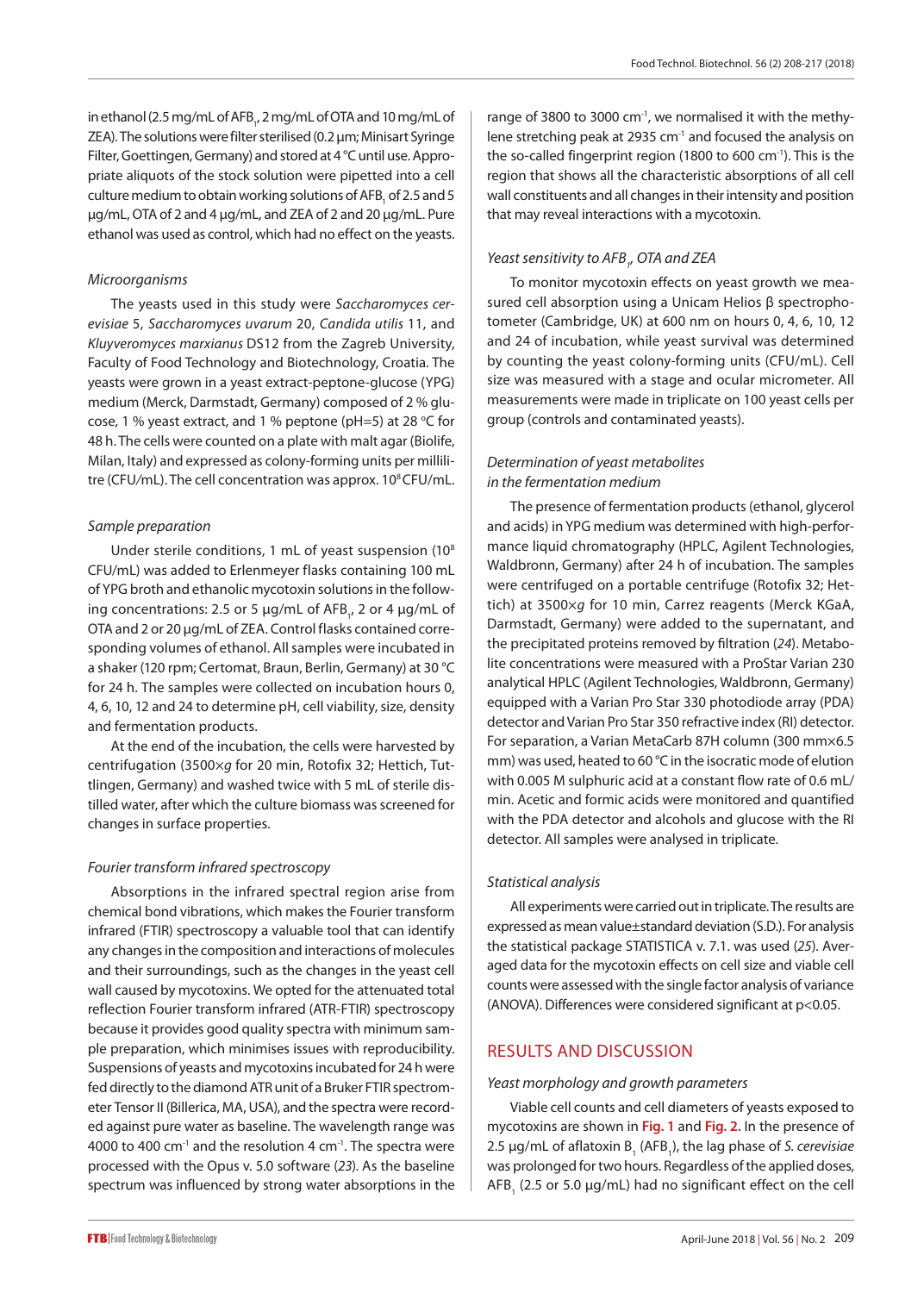in ethanol (2.5 mg/mL of $AFB_1$, 2 mg/mL of OTA and 10 mg/mL of ZEA). The solutions were filter sterilised (0.2 µm; Minisart Syringe Filter, Goettingen, Germany) and stored at 4 °C until use. Appropriate aliquots of the stock solution were pipetted into a cell culture medium to obtain working solutions of $AFB_1$ of 2.5 and 5 µg/mL, OTA of 2 and 4 µg/mL, and ZEA of 2 and 20 µg/mL. Pure ethanol was used as control, which had no effect on the yeasts.

### *Microorganisms*

The yeasts used in this study were *Saccharomyces cerevisiae* 5, *Saccharomyces uvarum* 20, *Candida utilis* 11, and *Kluyveromyces marxianus* DS12 from the Zagreb University, Faculty of Food Technology and Biotechnology, Croatia. The yeasts were grown in a yeast extract-peptone-glucose (YPG) medium (Merck, Darmstadt, Germany) composed of 2 % glucose, 1 % yeast extract, and 1 % peptone (pH=5) at 28 °C for 48 h. The cells were counted on a plate with malt agar (Biolife, Milan, Italy) and expressed as colony-forming units per millilitre (CFU/mL). The cell concentration was approx. $10^8$ CFU/mL.

### *Sample preparation*

Under sterile conditions, 1 mL of yeast suspension ($10^8$ CFU/mL) was added to Erlenmeyer flasks containing 100 mL of YPG broth and ethanolic mycotoxin solutions in the following concentrations: 2.5 or 5 µg/mL of $AFB_1$, 2 or 4 µg/mL of OTA and 2 or 20 µg/mL of ZEA. Control flasks contained corresponding volumes of ethanol. All samples were incubated in a shaker (120 rpm; Certomat, Braun, Berlin, Germany) at 30 °C for 24 h. The samples were collected on incubation hours 0, 4, 6, 10, 12 and 24 to determine pH, cell viability, size, density and fermentation products.

At the end of the incubation, the cells were harvested by centrifugation (3500×*g* for 20 min, Rotofix 32; Hettich, Tuttlingen, Germany) and washed twice with 5 mL of sterile distilled water, after which the culture biomass was screened for changes in surface properties.

### *Fourier transform infrared spectroscopy*

Absorptions in the infrared spectral region arise from chemical bond vibrations, which makes the Fourier transform infrared (FTIR) spectroscopy a valuable tool that can identify any changes in the composition and interactions of molecules and their surroundings, such as the changes in the yeast cell wall caused by mycotoxins. We opted for the attenuated total reflection Fourier transform infrared (ATR-FTIR) spectroscopy because it provides good quality spectra with minimum sample preparation, which minimises issues with reproducibility. Suspensions of yeasts and mycotoxins incubated for 24 h were fed directly to the diamond ATR unit of a Bruker FTIR spectrometer Tensor II (Billerica, MA, USA), and the spectra were recorded against pure water as baseline. The wavelength range was 4000 to 400 $cm^{-1}$ and the resolution 4 $cm^{-1}$. The spectra were processed with the Opus v. 5.0 software (*23*). As the baseline spectrum was influenced by strong water absorptions in the range of 3800 to 3000 $cm^{-1}$, we normalised it with the methylene stretching peak at 2935 $cm^{-1}$ and focused the analysis on the so-called fingerprint region (1800 to 600 $cm^{-1}$). This is the region that shows all the characteristic absorptions of all cell wall constituents and all changes in their intensity and position that may reveal interactions with a mycotoxin.

### *Yeast sensitivity to $AFB_1$, OTA and ZEA*

To monitor mycotoxin effects on yeast growth we measured cell absorption using a Unicam Helios β spectrophotometer (Cambridge, UK) at 600 nm on hours 0, 4, 6, 10, 12 and 24 of incubation, while yeast survival was determined by counting the yeast colony-forming units (CFU/mL). Cell size was measured with a stage and ocular micrometer. All measurements were made in triplicate on 100 yeast cells per group (controls and contaminated yeasts).

### *Determination of yeast metabolites in the fermentation medium*

The presence of fermentation products (ethanol, glycerol and acids) in YPG medium was determined with high-performance liquid chromatography (HPLC, Agilent Technologies, Waldbronn, Germany) after 24 h of incubation. The samples were centrifuged on a portable centrifuge (Rotofix 32; Hettich) at 3500×*g* for 10 min, Carrez reagents (Merck KGaA, Darmstadt, Germany) were added to the supernatant, and the precipitated proteins removed by filtration (*24*). Metabolite concentrations were measured with a ProStar Varian 230 analytical HPLC (Agilent Technologies, Waldbronn, Germany) equipped with a Varian Pro Star 330 photodiode array (PDA) detector and Varian Pro Star 350 refractive index (RI) detector. For separation, a Varian MetaCarb 87H column (300 mm×6.5 mm) was used, heated to 60 °C in the isocratic mode of elution with 0.005 M sulphuric acid at a constant flow rate of 0.6 mL/min. Acetic and formic acids were monitored and quantified with the PDA detector and alcohols and glucose with the RI detector. All samples were analysed in triplicate.

### *Statistical analysis*

All experiments were carried out in triplicate. The results are expressed as mean value±standard deviation (S.D.). For analysis the statistical package STATISTICA v. 7.1. was used (*25*). Averaged data for the mycotoxin effects on cell size and viable cell counts were assessed with the single factor analysis of variance (ANOVA). Differences were considered significant at $p<0.05$.

## RESULTS AND DISCUSSION

### *Yeast morphology and growth parameters*

Viable cell counts and cell diameters of yeasts exposed to mycotoxins are shown in **Fig. 1** and **Fig. 2.** In the presence of 2.5 µg/mL of aflatoxin $B_1$ ($AFB_1$), the lag phase of *S. cerevisiae* was prolonged for two hours. Regardless of the applied doses, $AFB_1$ (2.5 or 5.0 µg/mL) had no significant effect on the cell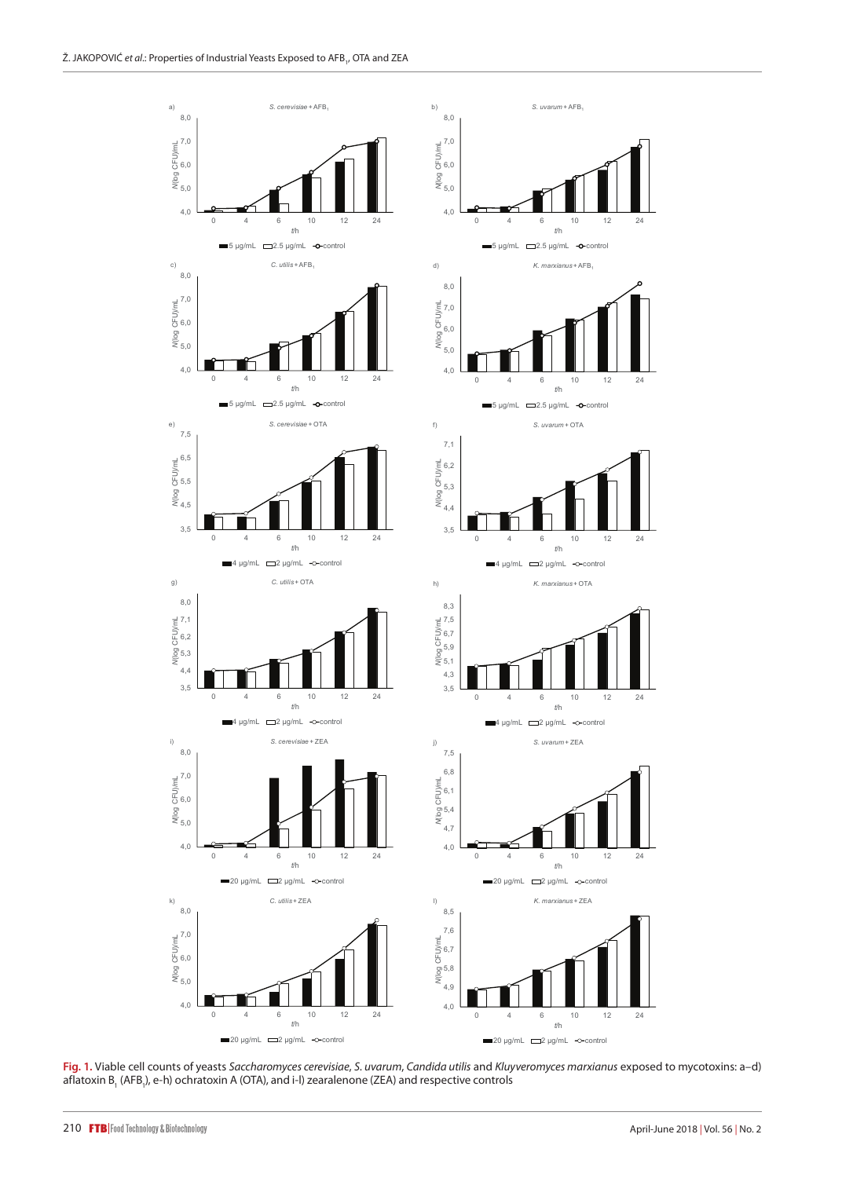**Fig. 1.** Viable cell counts of yeasts *Saccharomyces cerevisiae*, *S. uvarum*, *Candida utilis* and *Kluyveromyces marxianus* exposed to mycotoxins: a–d) aflatoxin $B_1$ ($AFB_1$), e-h) ochratoxin A (OTA), and i-l) zearalenone (ZEA) and respective controls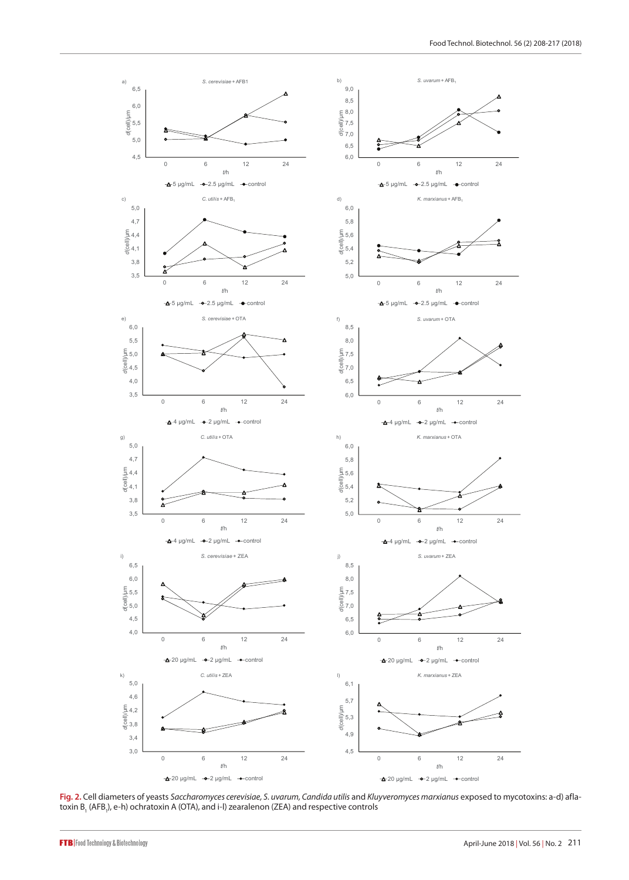**Fig. 2.** Cell diameters of yeasts *Saccharomyces cerevisiae*, *S. uvarum*, *Candida utilis* and *Kluyveromyces marxianus* exposed to mycotoxins: a-d) aflatoxin $B_1$ ($AFB_1$), e-h) ochratoxin A (OTA), and i-l) zearalenon (ZEA) and respective controls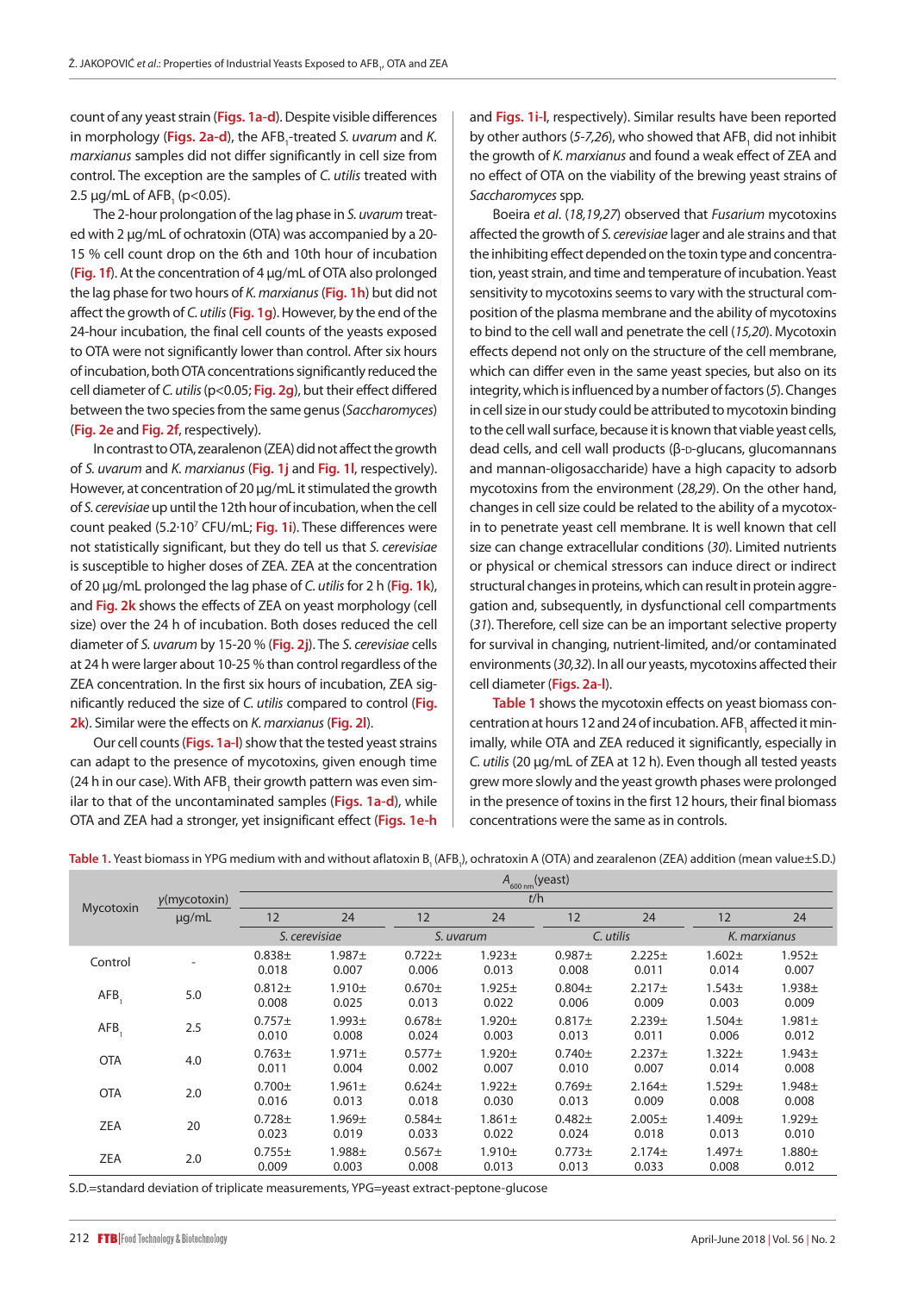count of any yeast strain (Figs. 1a-d). Despite visible differences in morphology (Figs. 2a-d), the $AFB_1$-treated *S. uvarum* and *K. marxianus* samples did not differ significantly in cell size from control. The exception are the samples of *C. utilis* treated with 2.5 µg/mL of $AFB_1$ ($p<0.05$).

The 2-hour prolongation of the lag phase in *S. uvarum* treated with 2 µg/mL of ochratoxin (OTA) was accompanied by a 20-15 % cell count drop on the 6th and 10th hour of incubation (Fig. 1f). At the concentration of 4 µg/mL of OTA also prolonged the lag phase for two hours of *K. marxianus* (Fig. 1h) but did not affect the growth of *C. utilis* (Fig. 1g). However, by the end of the 24-hour incubation, the final cell counts of the yeasts exposed to OTA were not significantly lower than control. After six hours of incubation, both OTA concentrations significantly reduced the cell diameter of *C. utilis* ($p<0.05$; Fig. 2g), but their effect differed between the two species from the same genus (*Saccharomyces*) (Fig. 2e and Fig. 2f, respectively).

In contrast to OTA, zearalenon (ZEA) did not affect the growth of *S. uvarum* and *K. marxianus* (Fig. 1j and Fig. 1l, respectively). However, at concentration of 20 µg/mL it stimulated the growth of *S. cerevisiae* up until the 12th hour of incubation, when the cell count peaked ($5.2\cdot10^7$ CFU/mL; Fig. 1i). These differences were not statistically significant, but they do tell us that *S. cerevisiae* is susceptible to higher doses of ZEA. ZEA at the concentration of 20 µg/mL prolonged the lag phase of *C. utilis* for 2 h (Fig. 1k), and Fig. 2k shows the effects of ZEA on yeast morphology (cell size) over the 24 h of incubation. Both doses reduced the cell diameter of *S. uvarum* by 15-20 % (Fig. 2j). The *S. cerevisiae* cells at 24 h were larger about 10-25 % than control regardless of the ZEA concentration. In the first six hours of incubation, ZEA significantly reduced the cell diameter of *C. utilis* compared to control (Fig. 2k). Similar were the effects on *K. marxianus* (Fig. 2l).

Our cell counts (Figs. 1a-l) show that the tested yeast strains can adapt to the presence of mycotoxins, given enough time (24 h in our case). With $AFB_1$ their growth pattern was even similar to that of the uncontaminated samples (Figs. 1a-d), while OTA and ZEA had a stronger, yet insignificant effect (Figs. 1e-h and Figs. 1i-l, respectively). Similar results have been reported by other authors (*5-7,26*), who showed that $AFB_1$ did not inhibit the growth of *K. marxianus* and found a weak effect of ZEA and no effect of OTA on the viability of the brewing yeast strains of *Saccharomyces* spp.

Boeira *et al.* (*18,19,27*) observed that *Fusarium* mycotoxins affected the growth of *S. cerevisiae* lager and ale strains and that the inhibiting effect depended on the toxin type and concentration, yeast strain, and time and temperature of incubation. Yeast sensitivity to mycotoxins seems to vary with the structural composition of the plasma membrane and the ability of mycotoxins to bind to the cell wall and penetrate the cell (*15,20*). Mycotoxin effects depend not only on the structure of the cell membrane, which can differ even in the same yeast species, but also on its integrity, which is influenced by a number of factors (*5*). Changes in cell size in our study could be attributed to mycotoxin binding to the cell wall surface, because it is known that viable yeast cells, dead cells, and cell wall products (β-D-glucans, glucomannans and mannan-oligosaccharide) have a high capacity to adsorb mycotoxins from the environment (*28,29*). On the other hand, changes in cell size could be related to the ability of a mycotoxin to penetrate yeast cell membrane. It is well known that cell size can change extracellular conditions (*30*). Limited nutrients or physical or chemical stressors can induce direct or indirect structural changes in proteins, which can result in protein aggregation and, subsequently, in dysfunctional cell compartments (*31*). Therefore, cell size can be an important selective property for survival in changing, nutrient-limited, and/or contaminated environments (*30,32*). In all our yeasts, mycotoxins affected their cell diameter (Figs. 2a-l).

Table 1 shows the mycotoxin effects on yeast biomass concentration at hours 12 and 24 of incubation. $AFB_1$ affected it minimally, while OTA and ZEA reduced it significantly, especially in *C. utilis* (20 µg/mL of ZEA at 12 h). Even though all tested yeasts grew more slowly and the yeast growth phases were prolonged in the presence of toxins in the first 12 hours, their final biomass concentrations were the same as in controls.

Table 1. Yeast biomass in YPG medium with and without aflatoxin $B_1$ ($AFB_1$), ochratoxin A (OTA) and zearalenon (ZEA) addition (mean value±S.D.)

| Mycotoxin | γ(mycotoxin) | $A_{600\,nm}$(yeast) | | | | | | | |
|---|---|---|---|---|---|---|---|---|---|
| | µg/mL | *t*/h | | | | | | | |
| | | 12 | 24 | 12 | 24 | 12 | 24 | 12 | 24 |
| | | *S. cerevisiae* | | *S. uvarum* | | *C. utilis* | | *K. marxianus* | |
| Control | - | 0.838±0.018 | 1.987±0.007 | 0.722±0.006 | 1.923±0.013 | 0.987±0.008 | 2.225±0.011 | 1.602±0.014 | 1.952±0.007 |
| $AFB_1$ | 5.0 | 0.812±0.008 | 1.910±0.025 | 0.670±0.013 | 1.925±0.022 | 0.804±0.006 | 2.217±0.009 | 1.543±0.003 | 1.938±0.009 |
| $AFB_1$ | 2.5 | 0.757±0.010 | 1.993±0.008 | 0.678±0.024 | 1.920±0.003 | 0.817±0.013 | 2.239±0.011 | 1.504±0.006 | 1.981±0.012 |
| OTA | 4.0 | 0.763±0.011 | 1.971±0.004 | 0.577±0.002 | 1.920±0.007 | 0.740±0.010 | 2.237±0.007 | 1.322±0.014 | 1.943±0.008 |
| OTA | 2.0 | 0.700±0.016 | 1.961±0.013 | 0.624±0.018 | 1.922±0.030 | 0.769±0.013 | 2.164±0.009 | 1.529±0.008 | 1.948±0.008 |
| ZEA | 20 | 0.728±0.023 | 1.969±0.019 | 0.584±0.033 | 1.861±0.022 | 0.482±0.024 | 2.005±0.018 | 1.409±0.013 | 1.929±0.010 |
| ZEA | 2.0 | 0.755±0.009 | 1.988±0.003 | 0.567±0.008 | 1.910±0.013 | 0.773±0.013 | 2.174±0.033 | 1.497±0.008 | 1.880±0.012 |

S.D.=standard deviation of triplicate measurements, YPG=yeast extract-peptone-glucose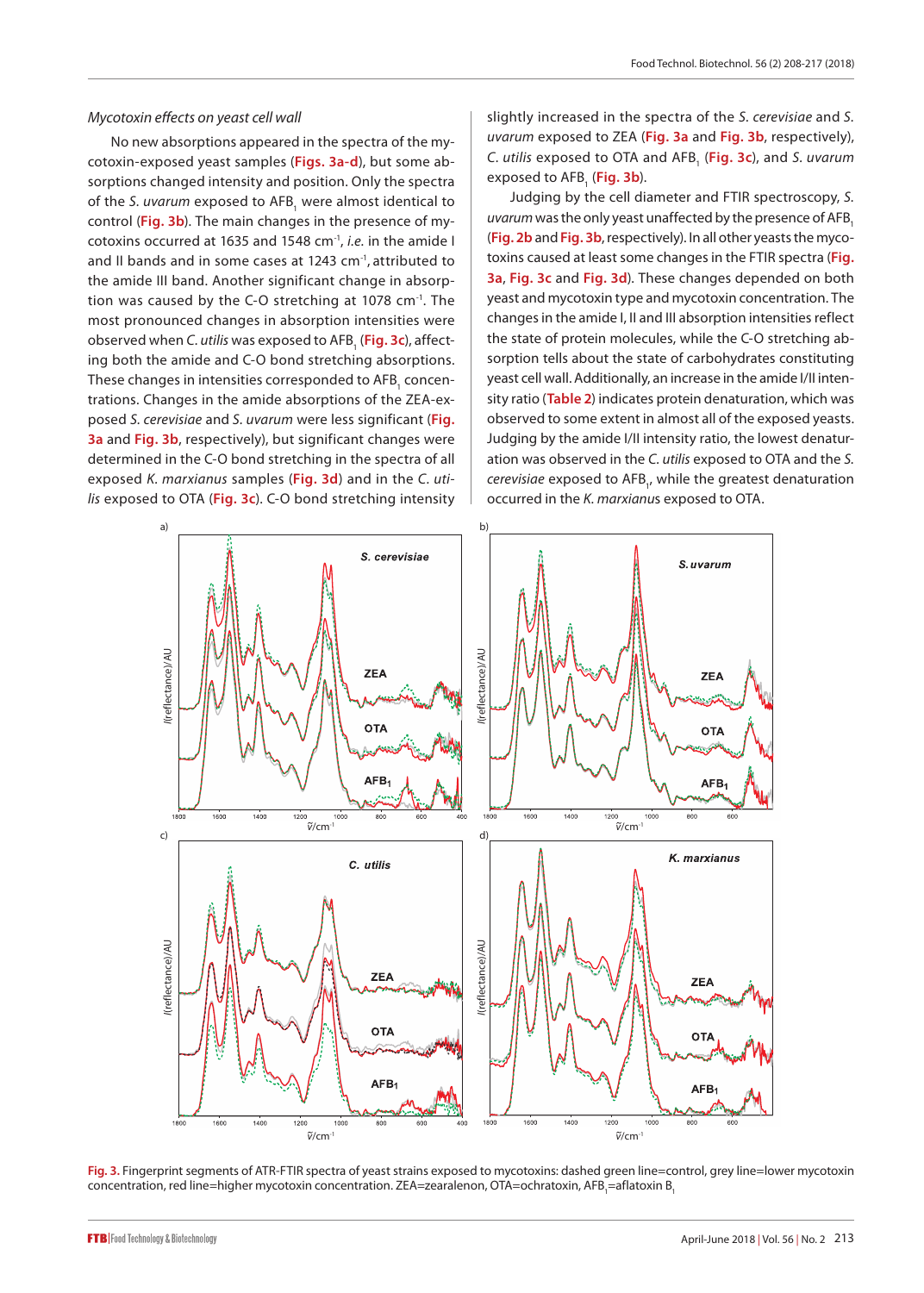*Mycotoxin effects on yeast cell wall*

No new absorptions appeared in the spectra of the mycotoxin-exposed yeast samples (Figs. 3a-d), but some absorptions changed intensity and position. Only the spectra of the *S. uvarum* exposed to $AFB_1$ were almost identical to control (Fig. 3b). The main changes in the presence of mycotoxins occurred at 1635 and 1548 cm$^{-1}$, *i.e.* in the amide I and II bands and in some cases at 1243 cm$^{-1}$, attributed to the amide III band. Another significant change in absorption was caused by the C-O stretching at 1078 cm$^{-1}$. The most pronounced changes in absorption intensities were observed when *C. utilis* was exposed to $AFB_1$ (Fig. 3c), affecting both the amide and C-O bond stretching absorptions. These changes in intensities corresponded to $AFB_1$ concentrations. Changes in the amide absorptions of the ZEA-exposed *S. cerevisiae* and *S. uvarum* were less significant (Fig. 3a and Fig. 3b, respectively), but significant changes were determined in the C-O bond stretching in the spectra of all exposed *K. marxianus* samples (Fig. 3d) and in the *C. utilis* exposed to OTA (Fig. 3c). C-O bond stretching intensity slightly increased in the spectra of the *S. cerevisiae* and *S. uvarum* exposed to ZEA (Fig. 3a and Fig. 3b, respectively), *C. utilis* exposed to OTA and $AFB_1$ (Fig. 3c), and *S. uvarum* exposed to $AFB_1$ (Fig. 3b).

Judging by the cell diameter and FTIR spectroscopy, *S. uvarum* was the only yeast unaffected by the presence of $AFB_1$ (Fig. 2b and Fig. 3b, respectively). In all other yeasts the mycotoxins caused at least some changes in the FTIR spectra (Fig. 3a, Fig. 3c and Fig. 3d). These changes depended on both yeast and mycotoxin type and mycotoxin concentration. The changes in the amide I, II and III absorption intensities reflect the state of protein molecules, while the C-O stretching absorption tells about the state of carbohydrates constituting yeast cell wall. Additionally, an increase in the amide I/II intensity ratio (Table 2) indicates protein denaturation, which was observed to some extent in almost all of the exposed yeasts. Judging by the amide I/II intensity ratio, the lowest denaturation was observed in the *C. utilis* exposed to OTA and the *S. cerevisiae* exposed to $AFB_1$, while the greatest denaturation occurred in the *K. marxianus* exposed to OTA.

Fig. 3. Fingerprint segments of ATR-FTIR spectra of yeast strains exposed to mycotoxins: dashed green line=control, grey line=lower mycotoxin concentration, red line=higher mycotoxin concentration. ZEA=zearalenon, OTA=ochratoxin, $AFB_1$=aflatoxin $B_1$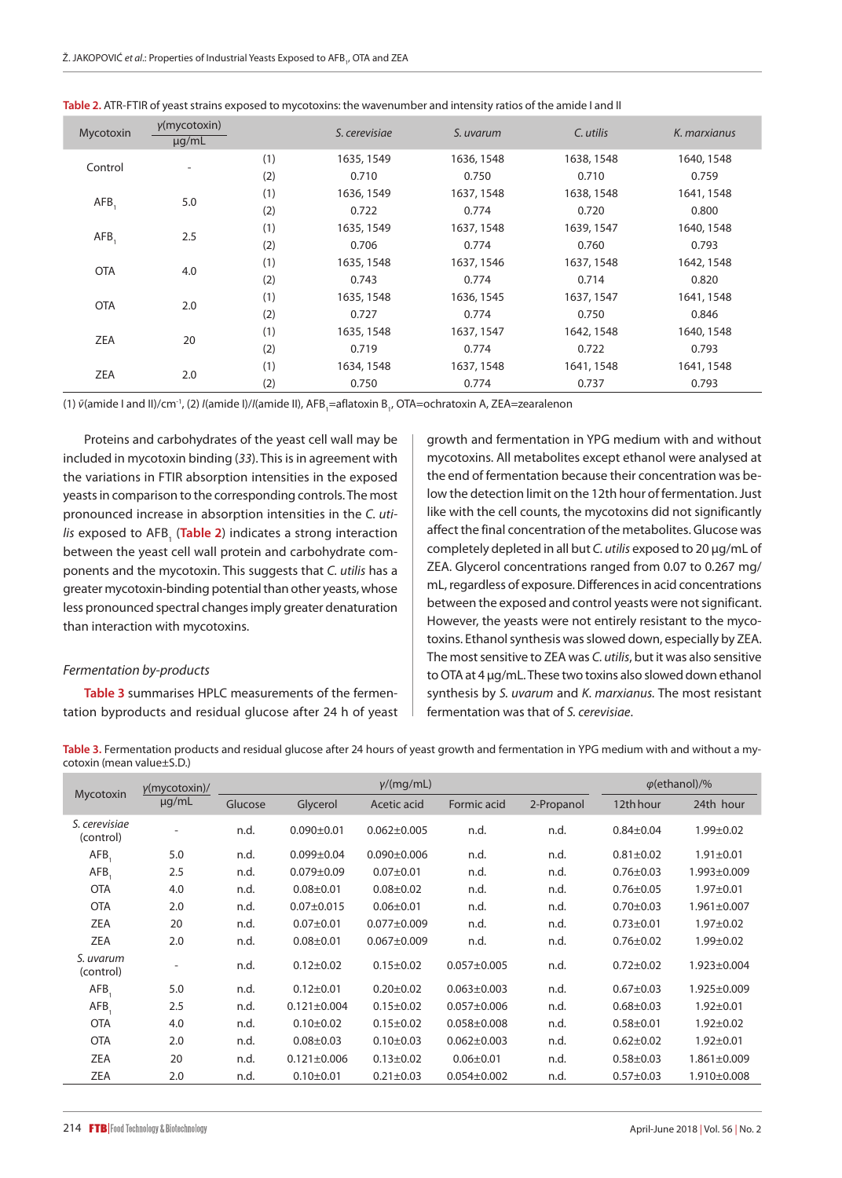**Table 2.** ATR-FTIR of yeast strains exposed to mycotoxins: the wavenumber and intensity ratios of the amide I and II

| Mycotoxin | γ(mycotoxin)/ μg/mL | | *S. cerevisiae* | *S. uvarum* | *C. utilis* | *K. marxianus* |
|---|---|---|---|---|---|---|
| Control | - | (1) | 1635, 1549 | 1636, 1548 | 1638, 1548 | 1640, 1548 |
| | | (2) | 0.710 | 0.750 | 0.710 | 0.759 |
| $AFB_1$ | 5.0 | (1) | 1636, 1549 | 1637, 1548 | 1638, 1548 | 1641, 1548 |
| | | (2) | 0.722 | 0.774 | 0.720 | 0.800 |
| $AFB_1$ | 2.5 | (1) | 1635, 1549 | 1637, 1548 | 1639, 1547 | 1640, 1548 |
| | | (2) | 0.706 | 0.774 | 0.760 | 0.793 |
| OTA | 4.0 | (1) | 1635, 1548 | 1637, 1546 | 1637, 1548 | 1642, 1548 |
| | | (2) | 0.743 | 0.774 | 0.714 | 0.820 |
| OTA | 2.0 | (1) | 1635, 1548 | 1636, 1545 | 1637, 1547 | 1641, 1548 |
| | | (2) | 0.727 | 0.774 | 0.750 | 0.846 |
| ZEA | 20 | (1) | 1635, 1548 | 1637, 1547 | 1642, 1548 | 1640, 1548 |
| | | (2) | 0.719 | 0.774 | 0.722 | 0.793 |
| ZEA | 2.0 | (1) | 1634, 1548 | 1637, 1548 | 1641, 1548 | 1641, 1548 |
| | | (2) | 0.750 | 0.774 | 0.737 | 0.793 |

(1) $\tilde{v}$(amide I and II)/cm$^{-1}$, (2) $I$(amide I)/$I$(amide II), $AFB_1$=aflatoxin $B_1$, OTA=ochratoxin A, ZEA=zearalenon

Proteins and carbohydrates of the yeast cell wall may be included in mycotoxin binding (*33*). This is in agreement with the variations in FTIR absorption intensities in the exposed yeasts in comparison to the corresponding controls. The most pronounced increase in absorption intensities in the *C. utilis* exposed to $AFB_1$ (Table 2) indicates a strong interaction between the yeast cell wall protein and carbohydrate components and the mycotoxin. This suggests that *C. utilis* has a greater mycotoxin-binding potential than other yeasts, whose less pronounced spectral changes imply greater denaturation than interaction with mycotoxins.

*Fermentation by-products*

Table 3 summarises HPLC measurements of the fermentation byproducts and residual glucose after 24 h of yeast growth and fermentation in YPG medium with and without mycotoxins. All metabolites except ethanol were analysed at the end of fermentation because their concentration was below the detection limit on the 12th hour of fermentation. Just like with the cell counts, the mycotoxins did not significantly affect the final concentration of the metabolites. Glucose was completely depleted in all but *C. utilis* exposed to 20 μg/mL of ZEA. Glycerol concentrations ranged from 0.07 to 0.267 mg/mL, regardless of exposure. Differences in acid concentrations between the exposed and control yeasts were not significant. However, the yeasts were not entirely resistant to the mycotoxins. Ethanol synthesis was slowed down, especially by ZEA. The most sensitive to ZEA was *C. utilis*, but it was also sensitive to OTA at 4 μg/mL. These two toxins also slowed down ethanol synthesis by *S. uvarum* and *K. marxianus*. The most resistant fermentation was that of *S. cerevisiae*.

**Table 3.** Fermentation products and residual glucose after 24 hours of yeast growth and fermentation in YPG medium with and without a mycotoxin (mean value±S.D.)

| Mycotoxin | γ(mycotoxin)/ μg/mL | γ/(mg/mL) | | | | | φ(ethanol)/% | |
|---|---|---|---|---|---|---|---|---|
| | | Glucose | Glycerol | Acetic acid | Formic acid | 2-Propanol | 12th hour | 24th hour |
| *S. cerevisiae* (control) | - | n.d. | 0.090±0.01 | 0.062±0.005 | n.d. | n.d. | 0.84±0.04 | 1.99±0.02 |
| $AFB_1$ | 5.0 | n.d. | 0.099±0.04 | 0.090±0.006 | n.d. | n.d. | 0.81±0.02 | 1.91±0.01 |
| $AFB_1$ | 2.5 | n.d. | 0.079±0.09 | 0.07±0.01 | n.d. | n.d. | 0.76±0.03 | 1.993±0.009 |
| OTA | 4.0 | n.d. | 0.08±0.01 | 0.08±0.02 | n.d. | n.d. | 0.76±0.05 | 1.97±0.01 |
| OTA | 2.0 | n.d. | 0.07±0.015 | 0.06±0.01 | n.d. | n.d. | 0.70±0.03 | 1.961±0.007 |
| ZEA | 20 | n.d. | 0.07±0.01 | 0.077±0.009 | n.d. | n.d. | 0.73±0.01 | 1.97±0.02 |
| ZEA | 2.0 | n.d. | 0.08±0.01 | 0.067±0.009 | n.d. | n.d. | 0.76±0.02 | 1.99±0.02 |
| *S. uvarum* (control) | - | n.d. | 0.12±0.02 | 0.15±0.02 | 0.057±0.005 | n.d. | 0.72±0.02 | 1.923±0.004 |
| $AFB_1$ | 5.0 | n.d. | 0.12±0.01 | 0.20±0.02 | 0.063±0.003 | n.d. | 0.67±0.03 | 1.925±0.009 |
| $AFB_1$ | 2.5 | n.d. | 0.121±0.004 | 0.15±0.02 | 0.057±0.006 | n.d. | 0.68±0.03 | 1.92±0.01 |
| OTA | 4.0 | n.d. | 0.10±0.02 | 0.15±0.02 | 0.058±0.008 | n.d. | 0.58±0.01 | 1.92±0.02 |
| OTA | 2.0 | n.d. | 0.08±0.03 | 0.10±0.03 | 0.062±0.003 | n.d. | 0.62±0.02 | 1.92±0.01 |
| ZEA | 20 | n.d. | 0.121±0.006 | 0.13±0.02 | 0.06±0.01 | n.d. | 0.58±0.03 | 1.861±0.009 |
| ZEA | 2.0 | n.d. | 0.10±0.01 | 0.21±0.03 | 0.054±0.002 | n.d. | 0.57±0.03 | 1.910±0.008 |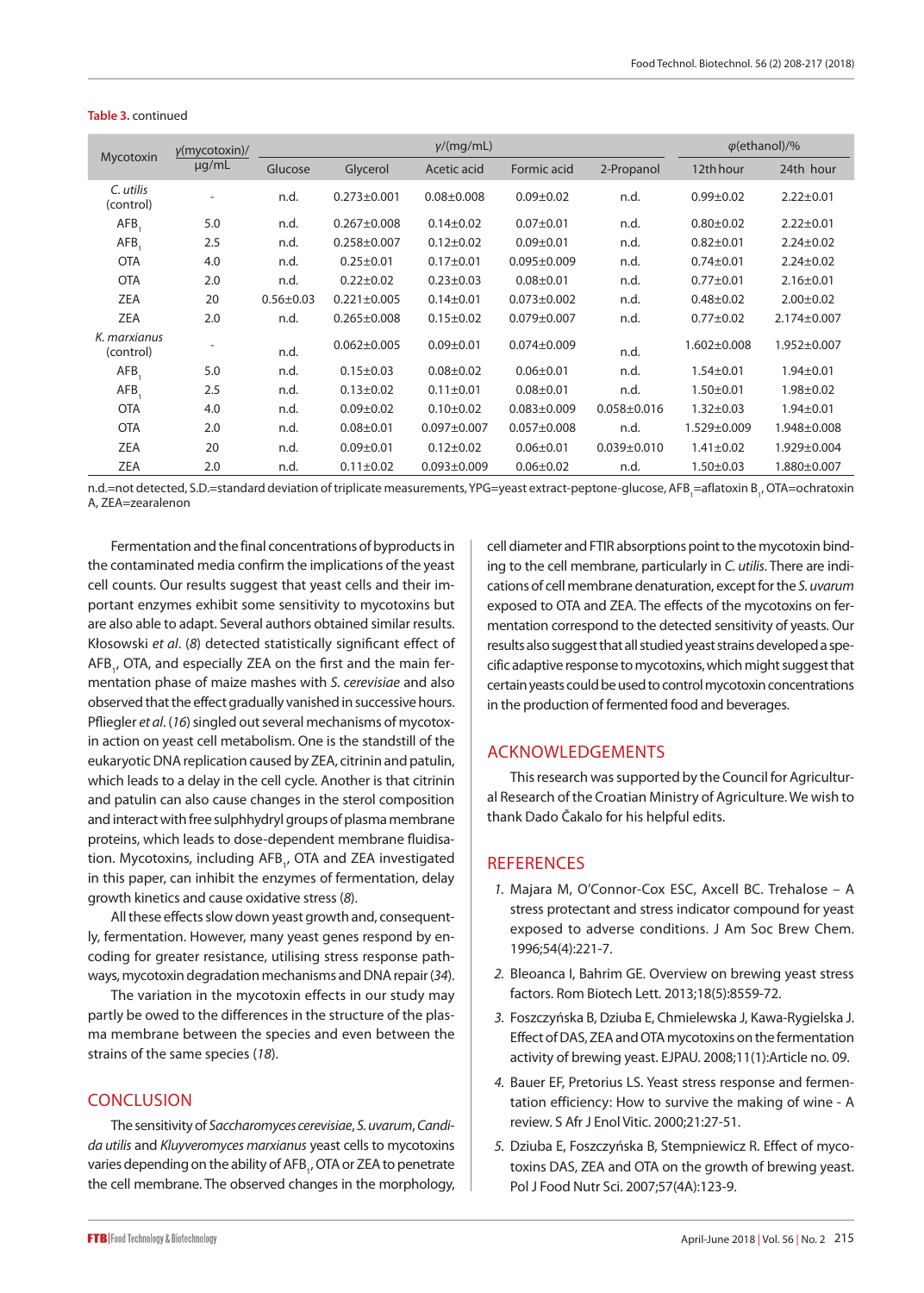**Table 3.** continued

| Mycotoxin | γ(mycotoxin)/ μg/mL | γ/(mg/mL) | | | | | φ(ethanol)/% | |
|---|---|---|---|---|---|---|---|---|
| | | Glucose | Glycerol | Acetic acid | Formic acid | 2-Propanol | 12th hour | 24th hour |
| *C. utilis* (control) | - | n.d. | 0.273±0.001 | 0.08±0.008 | 0.09±0.02 | n.d. | 0.99±0.02 | 2.22±0.01 |
| $AFB_1$ | 5.0 | n.d. | 0.267±0.008 | 0.14±0.02 | 0.07±0.01 | n.d. | 0.80±0.02 | 2.22±0.01 |
| $AFB_1$ | 2.5 | n.d. | 0.258±0.007 | 0.12±0.02 | 0.09±0.01 | n.d. | 0.82±0.01 | 2.24±0.02 |
| OTA | 4.0 | n.d. | 0.25±0.01 | 0.17±0.01 | 0.095±0.009 | n.d. | 0.74±0.01 | 2.24±0.02 |
| OTA | 2.0 | n.d. | 0.22±0.02 | 0.23±0.03 | 0.08±0.01 | n.d. | 0.77±0.01 | 2.16±0.01 |
| ZEA | 20 | 0.56±0.03 | 0.221±0.005 | 0.14±0.01 | 0.073±0.002 | n.d. | 0.48±0.02 | 2.00±0.02 |
| ZEA | 2.0 | n.d. | 0.265±0.008 | 0.15±0.02 | 0.079±0.007 | n.d. | 0.77±0.02 | 2.174±0.007 |
| *K. marxianus* (control) | - | n.d. | 0.062±0.005 | 0.09±0.01 | 0.074±0.009 | n.d. | 1.602±0.008 | 1.952±0.007 |
| $AFB_1$ | 5.0 | n.d. | 0.15±0.03 | 0.08±0.02 | 0.06±0.01 | n.d. | 1.54±0.01 | 1.94±0.01 |
| $AFB_1$ | 2.5 | n.d. | 0.13±0.02 | 0.11±0.01 | 0.08±0.01 | n.d. | 1.50±0.01 | 1.98±0.02 |
| OTA | 4.0 | n.d. | 0.09±0.02 | 0.10±0.02 | 0.083±0.009 | 0.058±0.016 | 1.32±0.03 | 1.94±0.01 |
| OTA | 2.0 | n.d. | 0.08±0.01 | 0.097±0.007 | 0.057±0.008 | n.d. | 1.529±0.009 | 1.948±0.008 |
| ZEA | 20 | n.d. | 0.09±0.01 | 0.12±0.02 | 0.06±0.01 | 0.039±0.010 | 1.41±0.02 | 1.929±0.004 |
| ZEA | 2.0 | n.d. | 0.11±0.02 | 0.093±0.009 | 0.06±0.02 | n.d. | 1.50±0.03 | 1.880±0.007 |

n.d.=not detected, S.D.=standard deviation of triplicate measurements, YPG=yeast extract-peptone-glucose, $AFB_1$=aflatoxin $B_1$, OTA=ochratoxin A, ZEA=zearalenon

Fermentation and the final concentrations of byproducts in the contaminated media confirm the implications of the yeast cell counts. Our results suggest that yeast cells and their important enzymes exhibit some sensitivity to mycotoxins but are also able to adapt. Several authors obtained similar results. Kłosowski *et al*. (*8*) detected statistically significant effect of $AFB_1$, OTA, and especially ZEA on the first and the main fermentation phase of maize mashes with *S. cerevisiae* and also observed that the effect gradually vanished in successive hours. Pfliegler *et al*. (*16*) singled out several mechanisms of mycotoxin action on yeast cell metabolism. One is the standstill of the eukaryotic DNA replication caused by ZEA, citrinin and patulin, which leads to a delay in the cell cycle. Another is that citrinin and patulin can also cause changes in the sterol composition and interact with free sulphhydryl groups of plasma membrane proteins, which leads to dose-dependent membrane fluidisation. Mycotoxins, including $AFB_1$, OTA and ZEA investigated in this paper, can inhibit the enzymes of fermentation, delay growth kinetics and cause oxidative stress (*8*).

All these effects slow down yeast growth and, consequently, fermentation. However, many yeast genes respond by encoding for greater resistance, utilising stress response pathways, mycotoxin degradation mechanisms and DNA repair (*34*).

The variation in the mycotoxin effects in our study may partly be owed to the differences in the structure of the plasma membrane between the species and even between the strains of the same species (*18*).

## CONCLUSION

The sensitivity of *Saccharomyces cerevisiae*, *S. uvarum*, *Candida utilis* and *Kluyveromyces marxianus* yeast cells to mycotoxins varies depending on the ability of $AFB_1$, OTA or ZEA to penetrate the cell membrane. The observed changes in the morphology, cell diameter and FTIR absorptions point to the mycotoxin binding to the cell membrane, particularly in *C. utilis*. There are indications of cell membrane denaturation, except for the *S. uvarum* exposed to OTA and ZEA. The effects of the mycotoxins on fermentation correspond to the detected sensitivity of yeasts. Our results also suggest that all studied yeast strains developed a specific adaptive response to mycotoxins, which might suggest that certain yeasts could be used to control mycotoxin concentrations in the production of fermented food and beverages.

## ACKNOWLEDGEMENTS

This research was supported by the Council for Agricultural Research of the Croatian Ministry of Agriculture. We wish to thank Dado Čakalo for his helpful edits.

## REFERENCES

1. Majara M, O'Connor-Cox ESC, Axcell BC. Trehalose – A stress protectant and stress indicator compound for yeast exposed to adverse conditions. J Am Soc Brew Chem. 1996;54(4):221-7.
2. Bleoanca I, Bahrim GE. Overview on brewing yeast stress factors. Rom Biotech Lett. 2013;18(5):8559-72.
3. Foszczyńska B, Dziuba E, Chmielewska J, Kawa-Rygielska J. Effect of DAS, ZEA and OTA mycotoxins on the fermentation activity of brewing yeast. EJPAU. 2008;11(1):Article no. 09.
4. Bauer EF, Pretorius LS. Yeast stress response and fermentation efficiency: How to survive the making of wine - A review. S Afr J Enol Vitic. 2000;21:27-51.
5. Dziuba E, Foszczyńska B, Stempniewicz R. Effect of mycotoxins DAS, ZEA and OTA on the growth of brewing yeast. Pol J Food Nutr Sci. 2007;57(4A):123-9.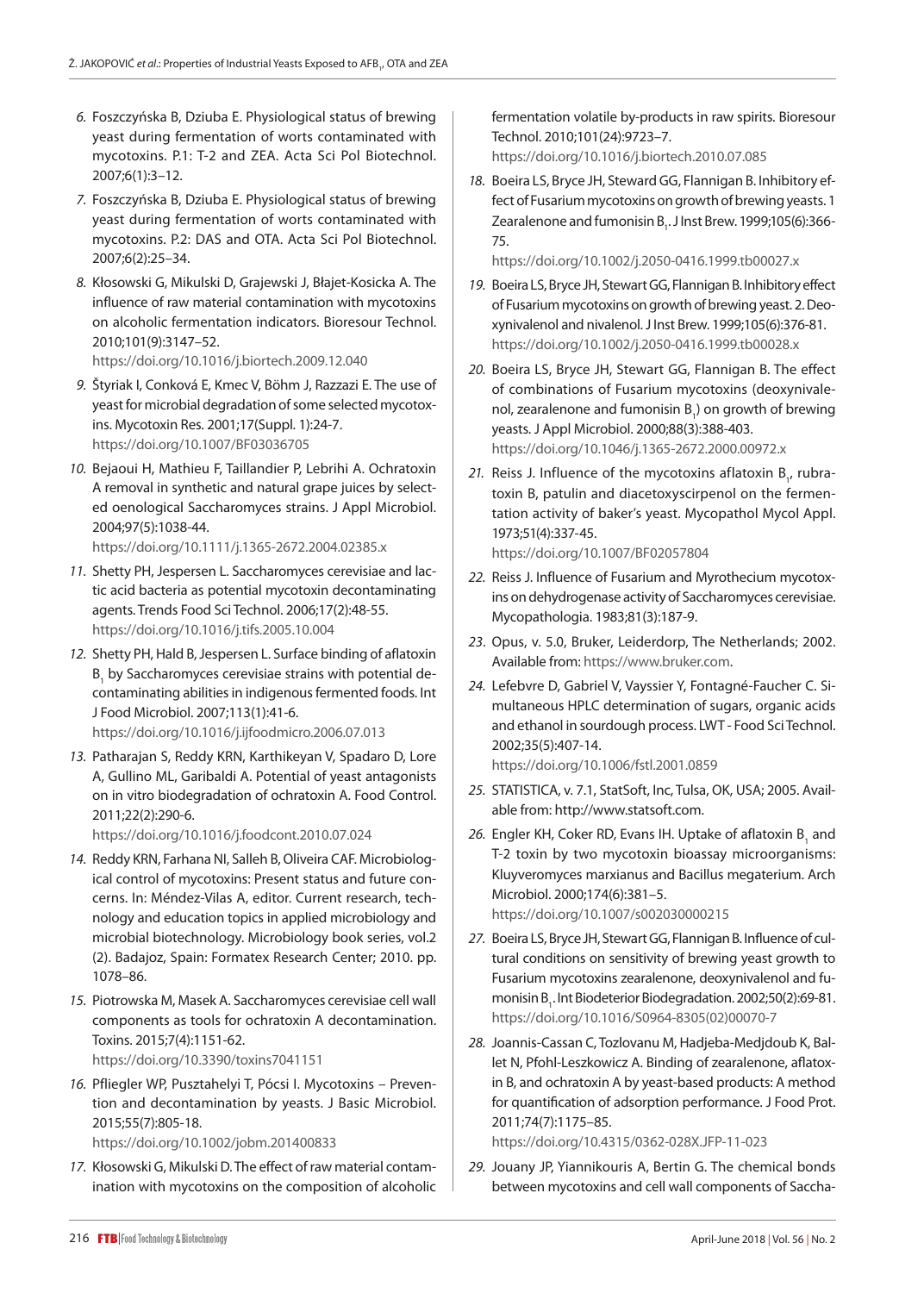6. Foszczyńska B, Dziuba E. Physiological status of brewing yeast during fermentation of worts contaminated with mycotoxins. P.1: T-2 and ZEA. Acta Sci Pol Biotechnol. 2007;6(1):3–12.
7. Foszczyńska B, Dziuba E. Physiological status of brewing yeast during fermentation of worts contaminated with mycotoxins. P.2: DAS and OTA. Acta Sci Pol Biotechnol. 2007;6(2):25–34.
8. Kłosowski G, Mikulski D, Grajewski J, Błajet-Kosicka A. The influence of raw material contamination with mycotoxins on alcoholic fermentation indicators. Bioresour Technol. 2010;101(9):3147–52. https://doi.org/10.1016/j.biortech.2009.12.040
9. Štyriak I, Conková E, Kmec V, Böhm J, Razzazi E. The use of yeast for microbial degradation of some selected mycotoxins. Mycotoxin Res. 2001;17(Suppl. 1):24-7. https://doi.org/10.1007/BF03036705
10. Bejaoui H, Mathieu F, Taillandier P, Lebrihi A. Ochratoxin A removal in synthetic and natural grape juices by selected oenological Saccharomyces strains. J Appl Microbiol. 2004;97(5):1038-44. https://doi.org/10.1111/j.1365-2672.2004.02385.x
11. Shetty PH, Jespersen L. Saccharomyces cerevisiae and lactic acid bacteria as potential mycotoxin decontaminating agents. Trends Food Sci Technol. 2006;17(2):48-55. https://doi.org/10.1016/j.tifs.2005.10.004
12. Shetty PH, Hald B, Jespersen L. Surface binding of aflatoxin $B_1$ by Saccharomyces cerevisiae strains with potential decontaminating abilities in indigenous fermented foods. Int J Food Microbiol. 2007;113(1):41-6. https://doi.org/10.1016/j.ijfoodmicro.2006.07.013
13. Patharajan S, Reddy KRN, Karthikeyan V, Spadaro D, Lore A, Gullino ML, Garibaldi A. Potential of yeast antagonists on in vitro biodegradation of ochratoxin A. Food Control. 2011;22(2):290-6. https://doi.org/10.1016/j.foodcont.2010.07.024
14. Reddy KRN, Farhana NI, Salleh B, Oliveira CAF. Microbiological control of mycotoxins: Present status and future concerns. In: Méndez-Vilas A, editor. Current research, technology and education topics in applied microbiology and microbial biotechnology. Microbiology book series, vol.2 (2). Badajoz, Spain: Formatex Research Center; 2010. pp. 1078–86.
15. Piotrowska M, Masek A. Saccharomyces cerevisiae cell wall components as tools for ochratoxin A decontamination. Toxins. 2015;7(4):1151-62. https://doi.org/10.3390/toxins7041151
16. Pfliegler WP, Pusztahelyi T, Pócsi I. Mycotoxins – Prevention and decontamination by yeasts. J Basic Microbiol. 2015;55(7):805-18. https://doi.org/10.1002/jobm.201400833
17. Kłosowski G, Mikulski D. The effect of raw material contamination with mycotoxins on the composition of alcoholic fermentation volatile by-products in raw spirits. Bioresour Technol. 2010;101(24):9723–7. https://doi.org/10.1016/j.biortech.2010.07.085
18. Boeira LS, Bryce JH, Steward GG, Flannigan B. Inhibitory effect of Fusarium mycotoxins on growth of brewing yeasts. 1 Zearalenone and fumonisin $B_1$. J Inst Brew. 1999;105(6):366-75. https://doi.org/10.1002/j.2050-0416.1999.tb00027.x
19. Boeira LS, Bryce JH, Stewart GG, Flannigan B. Inhibitory effect of Fusarium mycotoxins on growth of brewing yeast. 2. Deoxynivalenol and nivalenol. J Inst Brew. 1999;105(6):376-81. https://doi.org/10.1002/j.2050-0416.1999.tb00028.x
20. Boeira LS, Bryce JH, Stewart GG, Flannigan B. The effect of combinations of Fusarium mycotoxins (deoxynivalenol, zearalenone and fumonisin $B_1$) on growth of brewing yeasts. J Appl Microbiol. 2000;88(3):388-403. https://doi.org/10.1046/j.1365-2672.2000.00972.x
21. Reiss J. Influence of the mycotoxins aflatoxin $B_1$, rubratoxin B, patulin and diacetoxyscirpenol on the fermentation activity of baker's yeast. Mycopathol Mycol Appl. 1973;51(4):337-45. https://doi.org/10.1007/BF02057804
22. Reiss J. Influence of Fusarium and Myrothecium mycotoxins on dehydrogenase activity of Saccharomyces cerevisiae. Mycopathologia. 1983;81(3):187-9.
23. Opus, v. 5.0, Bruker, Leiderdorp, The Netherlands; 2002. Available from: https://www.bruker.com.
24. Lefebvre D, Gabriel V, Vayssier Y, Fontagné-Faucher C. Simultaneous HPLC determination of sugars, organic acids and ethanol in sourdough process. LWT - Food Sci Technol. 2002;35(5):407-14. https://doi.org/10.1006/fstl.2001.0859
25. STATISTICA, v. 7.1, StatSoft, Inc, Tulsa, OK, USA; 2005. Available from: http://www.statsoft.com.
26. Engler KH, Coker RD, Evans IH. Uptake of aflatoxin $B_1$ and T-2 toxin by two mycotoxin bioassay microorganisms: Kluyveromyces marxianus and Bacillus megaterium. Arch Microbiol. 2000;174(6):381–5. https://doi.org/10.1007/s002030000215
27. Boeira LS, Bryce JH, Stewart GG, Flannigan B. Influence of cultural conditions on sensitivity of brewing yeast growth to Fusarium mycotoxins zearalenone, deoxynivalenol and fumonisin $B_1$. Int Biodeterior Biodegradation. 2002;50(2):69-81. https://doi.org/10.1016/S0964-8305(02)00070-7
28. Joannis-Cassan C, Tozlovanu M, Hadjeba-Medjdoub K, Ballet N, Pfohl-Leszkowicz A. Binding of zearalenone, aflatoxin B, and ochratoxin A by yeast-based products: A method for quantification of adsorption performance. J Food Prot. 2011;74(7):1175–85. https://doi.org/10.4315/0362-028X.JFP-11-023
29. Jouany JP, Yiannikouris A, Bertin G. The chemical bonds between mycotoxins and cell wall components of Saccha-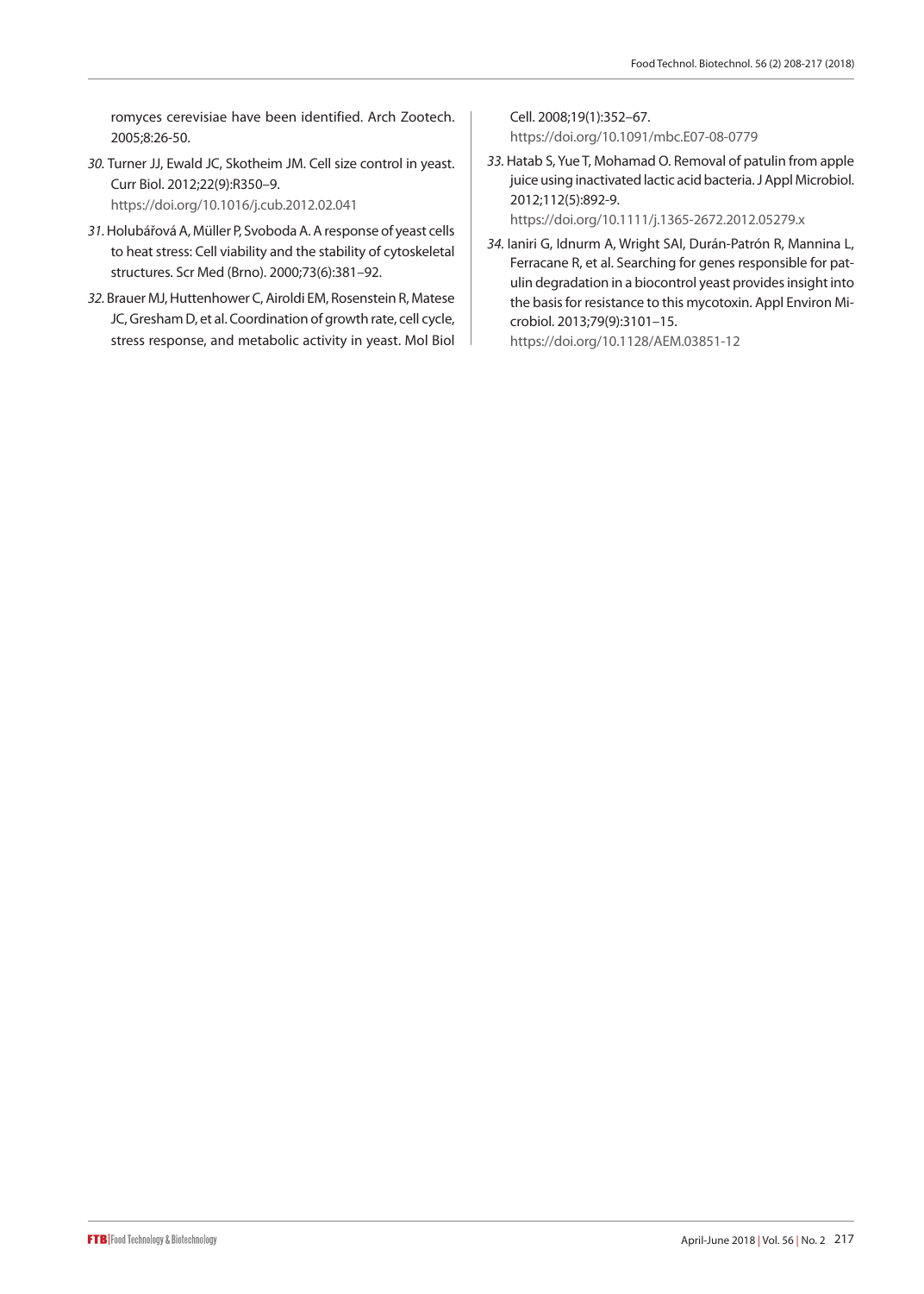romyces cerevisiae have been identified. Arch Zootech. 2005;8:26-50.

*30.* Turner JJ, Ewald JC, Skotheim JM. Cell size control in yeast. Curr Biol. 2012;22(9):R350–9. https://doi.org/10.1016/j.cub.2012.02.041

*31.* Holubářová A, Müller P, Svoboda A. A response of yeast cells to heat stress: Cell viability and the stability of cytoskeletal structures. Scr Med (Brno). 2000;73(6):381–92.

*32.* Brauer MJ, Huttenhower C, Airoldi EM, Rosenstein R, Matese JC, Gresham D, et al. Coordination of growth rate, cell cycle, stress response, and metabolic activity in yeast. Mol Biol Cell. 2008;19(1):352–67. https://doi.org/10.1091/mbc.E07-08-0779

*33.* Hatab S, Yue T, Mohamad O. Removal of patulin from apple juice using inactivated lactic acid bacteria. J Appl Microbiol. 2012;112(5):892-9. https://doi.org/10.1111/j.1365-2672.2012.05279.x

*34.* Ianiri G, Idnurm A, Wright SAI, Durán-Patrón R, Mannina L, Ferracane R, et al. Searching for genes responsible for patulin degradation in a biocontrol yeast provides insight into the basis for resistance to this mycotoxin. Appl Environ Microbiol. 2013;79(9):3101–15. https://doi.org/10.1128/AEM.03851-12